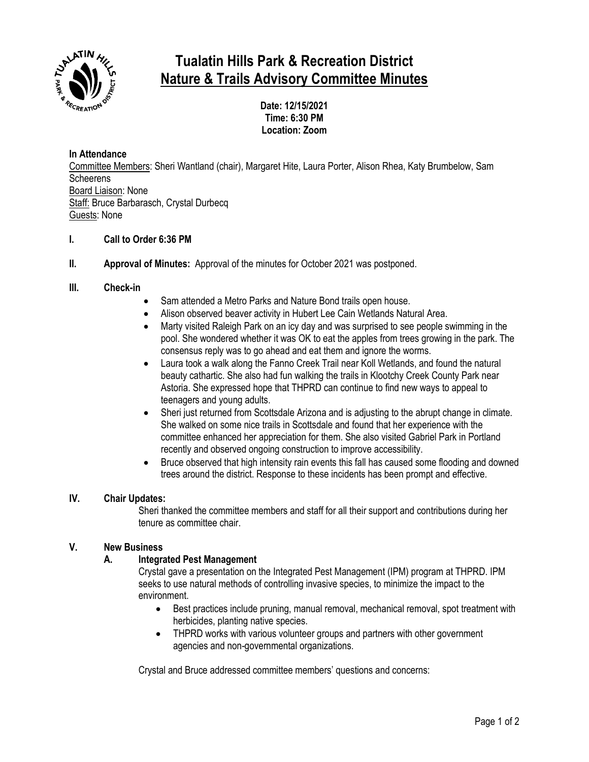# Tualatin Hills Park & Recreation District
## Nature & Trails Advisory Committee Minutes

**Date: 12/15/2021**
**Time: 6:30 PM**
**Location: Zoom**

**In Attendance**

Committee Members: Sheri Wantland (chair), Margaret Hite, Laura Porter, Alison Rhea, Katy Brumbelow, Sam Scheerens
Board Liaison: None
Staff: Bruce Barbarasch, Crystal Durbecq
Guests: None

**I. Call to Order 6:36 PM**

**II. Approval of Minutes:** Approval of the minutes for October 2021 was postponed.

**III. Check-in**

- Sam attended a Metro Parks and Nature Bond trails open house.
- Alison observed beaver activity in Hubert Lee Cain Wetlands Natural Area.
- Marty visited Raleigh Park on an icy day and was surprised to see people swimming in the pool. She wondered whether it was OK to eat the apples from trees growing in the park. The consensus reply was to go ahead and eat them and ignore the worms.
- Laura took a walk along the Fanno Creek Trail near Koll Wetlands, and found the natural beauty cathartic. She also had fun walking the trails in Klootchy Creek County Park near Astoria. She expressed hope that THPRD can continue to find new ways to appeal to teenagers and young adults.
- Sheri just returned from Scottsdale Arizona and is adjusting to the abrupt change in climate. She walked on some nice trails in Scottsdale and found that her experience with the committee enhanced her appreciation for them. She also visited Gabriel Park in Portland recently and observed ongoing construction to improve accessibility.
- Bruce observed that high intensity rain events this fall has caused some flooding and downed trees around the district. Response to these incidents has been prompt and effective.

**IV. Chair Updates:**

Sheri thanked the committee members and staff for all their support and contributions during her tenure as committee chair.

**V. New Business**

**A. Integrated Pest Management**

Crystal gave a presentation on the Integrated Pest Management (IPM) program at THPRD. IPM seeks to use natural methods of controlling invasive species, to minimize the impact to the environment.

- Best practices include pruning, manual removal, mechanical removal, spot treatment with herbicides, planting native species.
- THPRD works with various volunteer groups and partners with other government agencies and non-governmental organizations.

Crystal and Bruce addressed committee members' questions and concerns: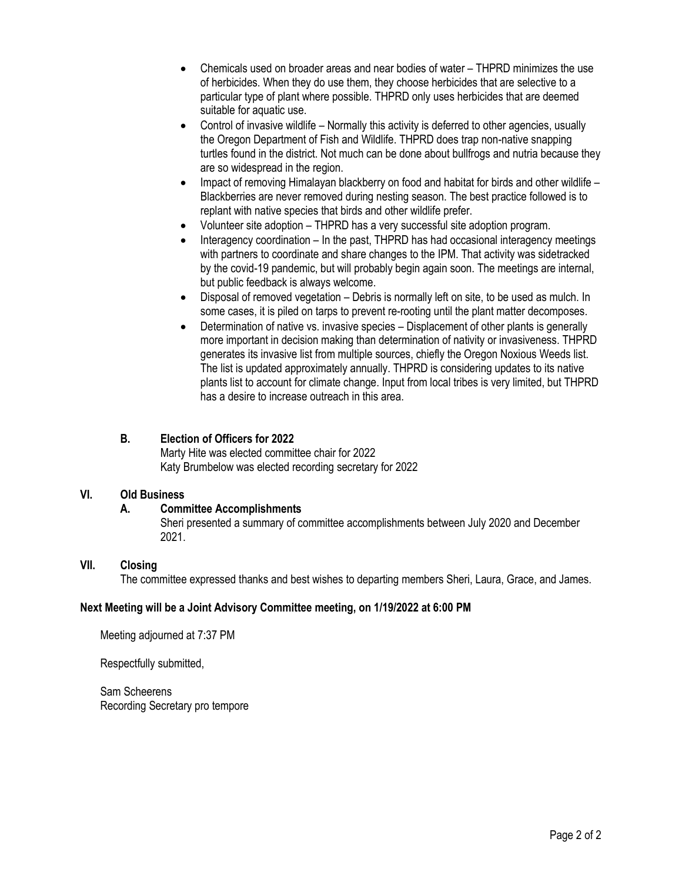- Chemicals used on broader areas and near bodies of water – THPRD minimizes the use of herbicides. When they do use them, they choose herbicides that are selective to a particular type of plant where possible. THPRD only uses herbicides that are deemed suitable for aquatic use.
- Control of invasive wildlife – Normally this activity is deferred to other agencies, usually the Oregon Department of Fish and Wildlife. THPRD does trap non-native snapping turtles found in the district. Not much can be done about bullfrogs and nutria because they are so widespread in the region.
- Impact of removing Himalayan blackberry on food and habitat for birds and other wildlife – Blackberries are never removed during nesting season. The best practice followed is to replant with native species that birds and other wildlife prefer.
- Volunteer site adoption – THPRD has a very successful site adoption program.
- Interagency coordination – In the past, THPRD has had occasional interagency meetings with partners to coordinate and share changes to the IPM. That activity was sidetracked by the covid-19 pandemic, but will probably begin again soon. The meetings are internal, but public feedback is always welcome.
- Disposal of removed vegetation – Debris is normally left on site, to be used as mulch. In some cases, it is piled on tarps to prevent re-rooting until the plant matter decomposes.
- Determination of native vs. invasive species – Displacement of other plants is generally more important in decision making than determination of nativity or invasiveness. THPRD generates its invasive list from multiple sources, chiefly the Oregon Noxious Weeds list. The list is updated approximately annually. THPRD is considering updates to its native plants list to account for climate change. Input from local tribes is very limited, but THPRD has a desire to increase outreach in this area.

### B. Election of Officers for 2022

Marty Hite was elected committee chair for 2022
Katy Brumbelow was elected recording secretary for 2022

## VI. Old Business

### A. Committee Accomplishments

Sheri presented a summary of committee accomplishments between July 2020 and December 2021.

## VII. Closing

The committee expressed thanks and best wishes to departing members Sheri, Laura, Grace, and James.

**Next Meeting will be a Joint Advisory Committee meeting, on 1/19/2022 at 6:00 PM**

Meeting adjourned at 7:37 PM

Respectfully submitted,

Sam Scheerens
Recording Secretary pro tempore